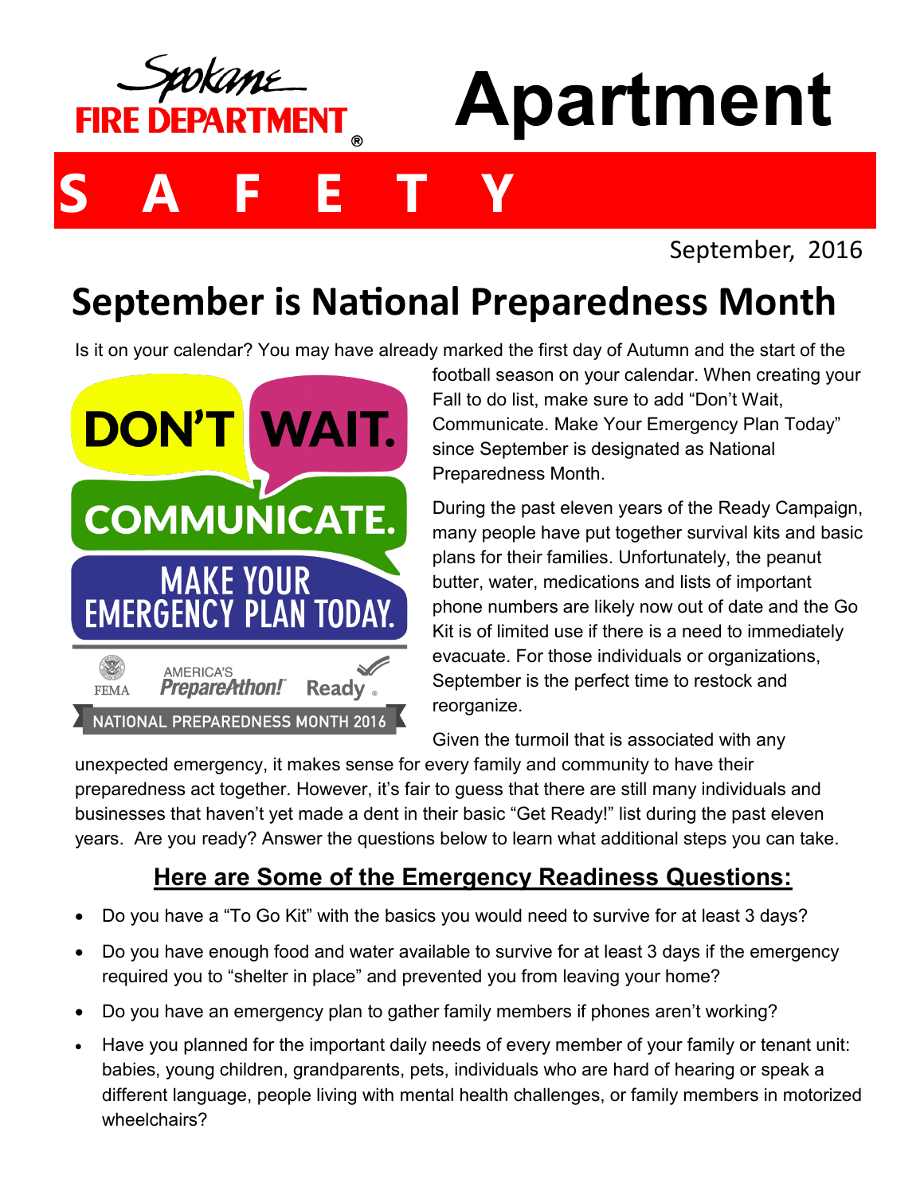Spokane FIRE DEPARTMENT®

# Apartment

# S A F E T Y

September, 2016

## September is National Preparedness Month

Is it on your calendar? You may have already marked the first day of Autumn and the start of the football season on your calendar. When creating your Fall to do list, make sure to add "Don't Wait, Communicate. Make Your Emergency Plan Today" since September is designated as National Preparedness Month.

DON'T WAIT. COMMUNICATE. MAKE YOUR EMERGENCY PLAN TODAY.

FEMA AMERICA'S PrepareAthon! Ready

NATIONAL PREPAREDNESS MONTH 2016

During the past eleven years of the Ready Campaign, many people have put together survival kits and basic plans for their families. Unfortunately, the peanut butter, water, medications and lists of important phone numbers are likely now out of date and the Go Kit is of limited use if there is a need to immediately evacuate. For those individuals or organizations, September is the perfect time to restock and reorganize.

Given the turmoil that is associated with any unexpected emergency, it makes sense for every family and community to have their preparedness act together. However, it's fair to guess that there are still many individuals and businesses that haven't yet made a dent in their basic "Get Ready!" list during the past eleven years. Are you ready? Answer the questions below to learn what additional steps you can take.

### Here are Some of the Emergency Readiness Questions:

- Do you have a "To Go Kit" with the basics you would need to survive for at least 3 days?
- Do you have enough food and water available to survive for at least 3 days if the emergency required you to "shelter in place" and prevented you from leaving your home?
- Do you have an emergency plan to gather family members if phones aren't working?
- Have you planned for the important daily needs of every member of your family or tenant unit: babies, young children, grandparents, pets, individuals who are hard of hearing or speak a different language, people living with mental health challenges, or family members in motorized wheelchairs?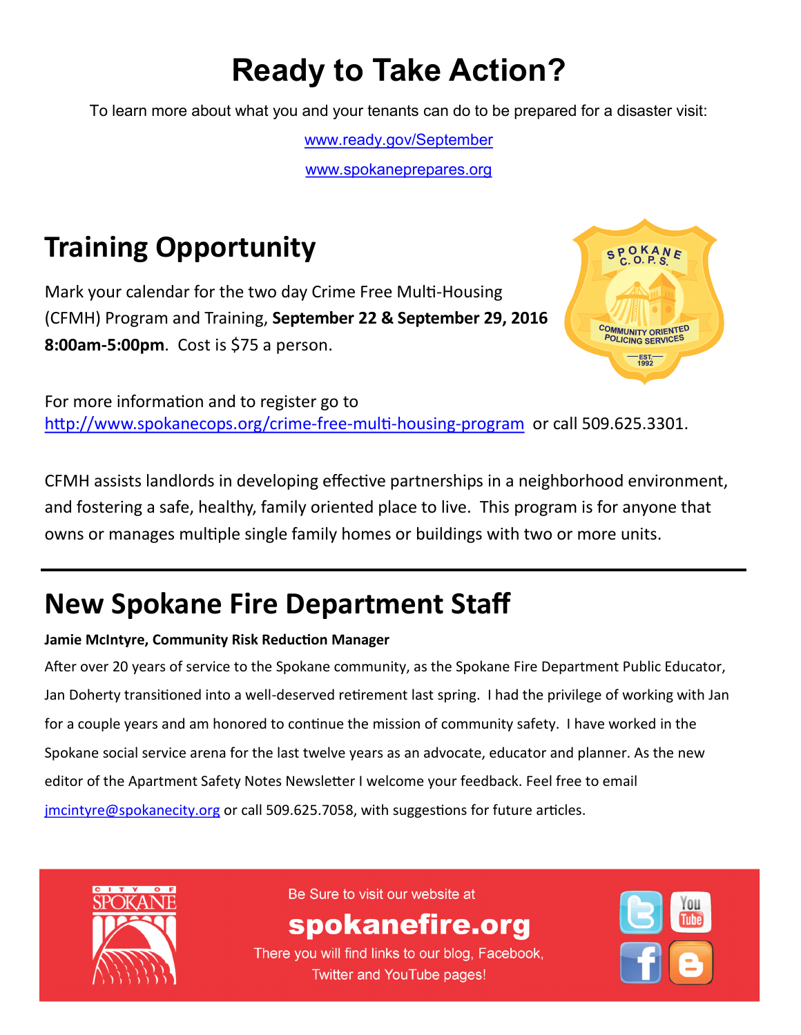# Ready to Take Action?

To learn more about what you and your tenants can do to be prepared for a disaster visit:

www.ready.gov/September

www.spokaneprepares.org

## Training Opportunity

Mark your calendar for the two day Crime Free Multi-Housing (CFMH) Program and Training, **September 22 & September 29, 2016 8:00am-5:00pm**. Cost is $75 a person.

For more information and to register go to http://www.spokanecops.org/crime-free-multi-housing-program or call 509.625.3301.

CFMH assists landlords in developing effective partnerships in a neighborhood environment, and fostering a safe, healthy, family oriented place to live. This program is for anyone that owns or manages multiple single family homes or buildings with two or more units.

## New Spokane Fire Department Staff

**Jamie McIntyre, Community Risk Reduction Manager**

After over 20 years of service to the Spokane community, as the Spokane Fire Department Public Educator, Jan Doherty transitioned into a well-deserved retirement last spring. I had the privilege of working with Jan for a couple years and am honored to continue the mission of community safety. I have worked in the Spokane social service arena for the last twelve years as an advocate, educator and planner. As the new editor of the Apartment Safety Notes Newsletter I welcome your feedback. Feel free to email jmcintyre@spokanecity.org or call 509.625.7058, with suggestions for future articles.

Be Sure to visit our website at

**spokanefire.org**

There you will find links to our blog, Facebook, Twitter and YouTube pages!